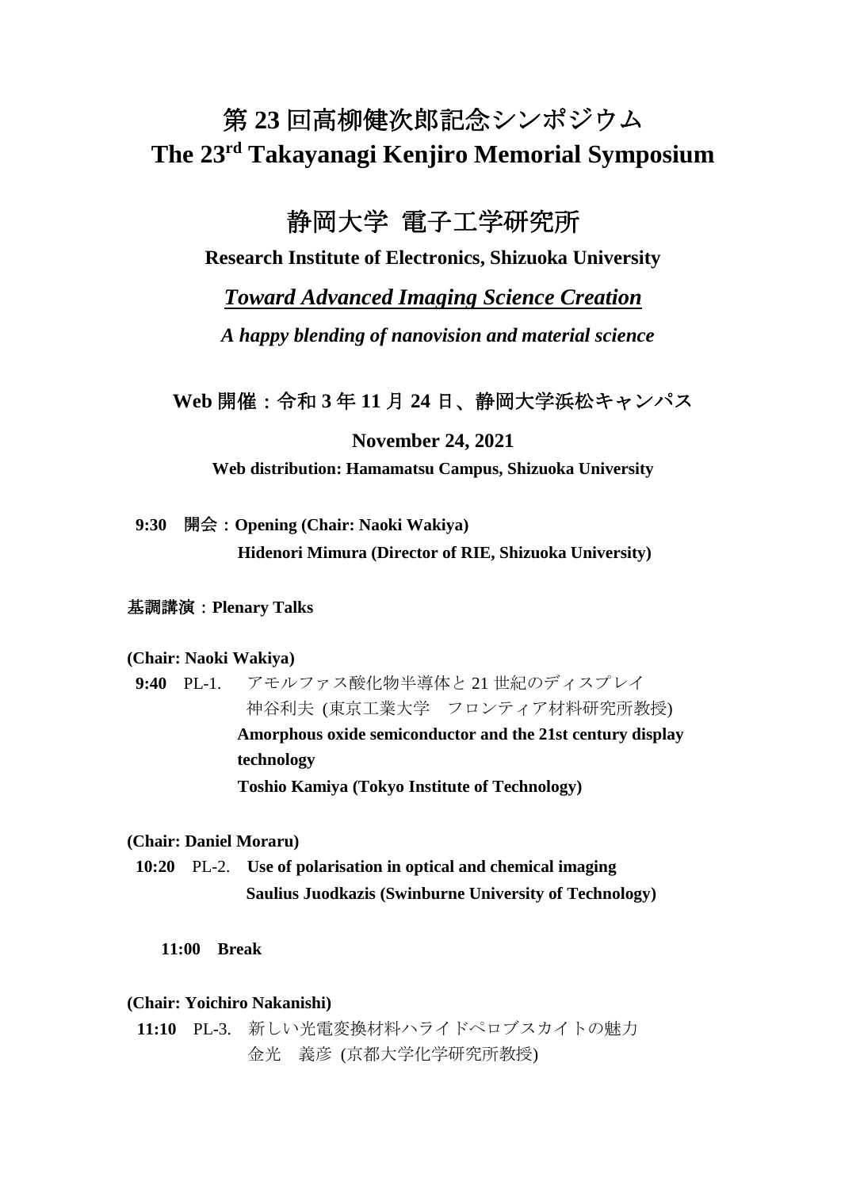# 第 23 回高柳健次郎記念シンポジウム
# The 23rd Takayanagi Kenjiro Memorial Symposium

## 静岡大学 電子工学研究所

**Research Institute of Electronics, Shizuoka University**

***Toward Advanced Imaging Science Creation***

***A happy blending of nanovision and material science***

**Web 開催：令和 3 年 11 月 24 日、静岡大学浜松キャンパス**

**November 24, 2021**

**Web distribution: Hamamatsu Campus, Shizuoka University**

**9:30** 開会：**Opening (Chair: Naoki Wakiya)**
**Hidenori Mimura (Director of RIE, Shizuoka University)**

**基調講演：Plenary Talks**

**(Chair: Naoki Wakiya)**

**9:40** PL-1. アモルファス酸化物半導体と 21 世紀のディスプレイ
神谷利夫 (東京工業大学　フロンティア材料研究所教授)
**Amorphous oxide semiconductor and the 21st century display technology**
**Toshio Kamiya (Tokyo Institute of Technology)**

**(Chair: Daniel Moraru)**

**10:20** PL-2. **Use of polarisation in optical and chemical imaging**
**Saulius Juodkazis (Swinburne University of Technology)**

**11:00 Break**

**(Chair: Yoichiro Nakanishi)**

**11:10** PL-3. 新しい光電変換材料ハライドペロブスカイトの魅力
金光　義彦 (京都大学化学研究所教授)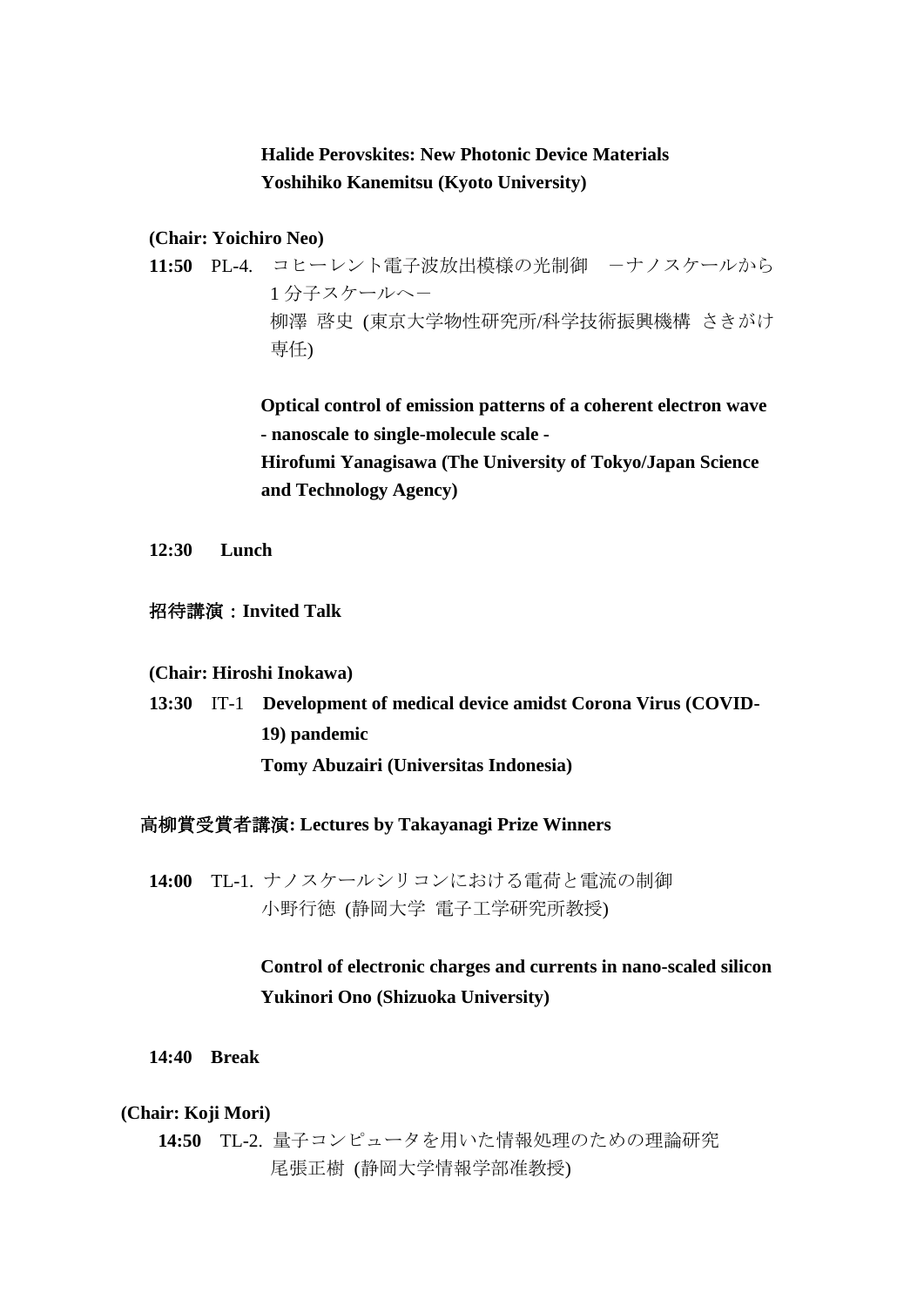**Halide Perovskites: New Photonic Device Materials**
**Yoshihiko Kanemitsu (Kyoto University)**

**(Chair: Yoichiro Neo)**

**11:50** PL-4. コヒーレント電子波放出模様の光制御 －ナノスケールから1分子スケールへ－
柳澤 啓史 (東京大学物性研究所/科学技術振興機構 さきがけ専任)

**Optical control of emission patterns of a coherent electron wave - nanoscale to single-molecule scale -**
**Hirofumi Yanagisawa (The University of Tokyo/Japan Science and Technology Agency)**

**12:30 Lunch**

**招待講演：Invited Talk**

**(Chair: Hiroshi Inokawa)**

**13:30** IT-1 **Development of medical device amidst Corona Virus (COVID-19) pandemic**
**Tomy Abuzairi (Universitas Indonesia)**

**高柳賞受賞者講演: Lectures by Takayanagi Prize Winners**

**14:00** TL-1. ナノスケールシリコンにおける電荷と電流の制御
小野行徳 (静岡大学 電子工学研究所教授)

**Control of electronic charges and currents in nano-scaled silicon**
**Yukinori Ono (Shizuoka University)**

**14:40 Break**

**(Chair: Koji Mori)**

**14:50** TL-2. 量子コンピュータを用いた情報処理のための理論研究
尾張正樹 (静岡大学情報学部准教授)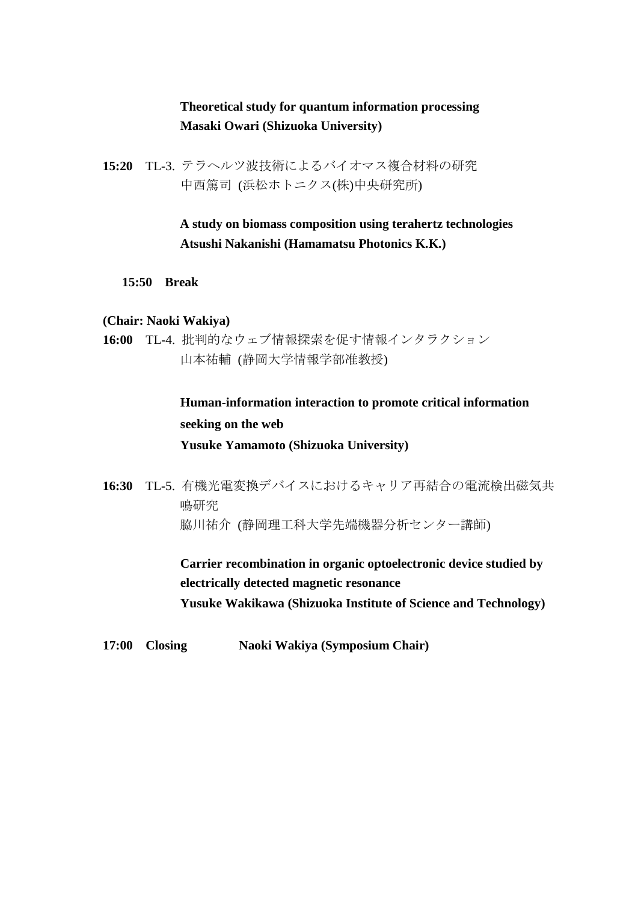**Theoretical study for quantum information processing**
**Masaki Owari (Shizuoka University)**

**15:20** TL-3. テラヘルツ波技術によるバイオマス複合材料の研究
中西篤司 (浜松ホトニクス(株)中央研究所)

**A study on biomass composition using terahertz technologies**
**Atsushi Nakanishi (Hamamatsu Photonics K.K.)**

**15:50 Break**

**(Chair: Naoki Wakiya)**

**16:00** TL-4. 批判的なウェブ情報探索を促す情報インタラクション
山本祐輔 (静岡大学情報学部准教授)

**Human-information interaction to promote critical information seeking on the web**
**Yusuke Yamamoto (Shizuoka University)**

**16:30** TL-5. 有機光電変換デバイスにおけるキャリア再結合の電流検出磁気共鳴研究
脇川祐介 (静岡理工科大学先端機器分析センター講師)

**Carrier recombination in organic optoelectronic device studied by electrically detected magnetic resonance**
**Yusuke Wakikawa (Shizuoka Institute of Science and Technology)**

**17:00 Closing** **Naoki Wakiya (Symposium Chair)**